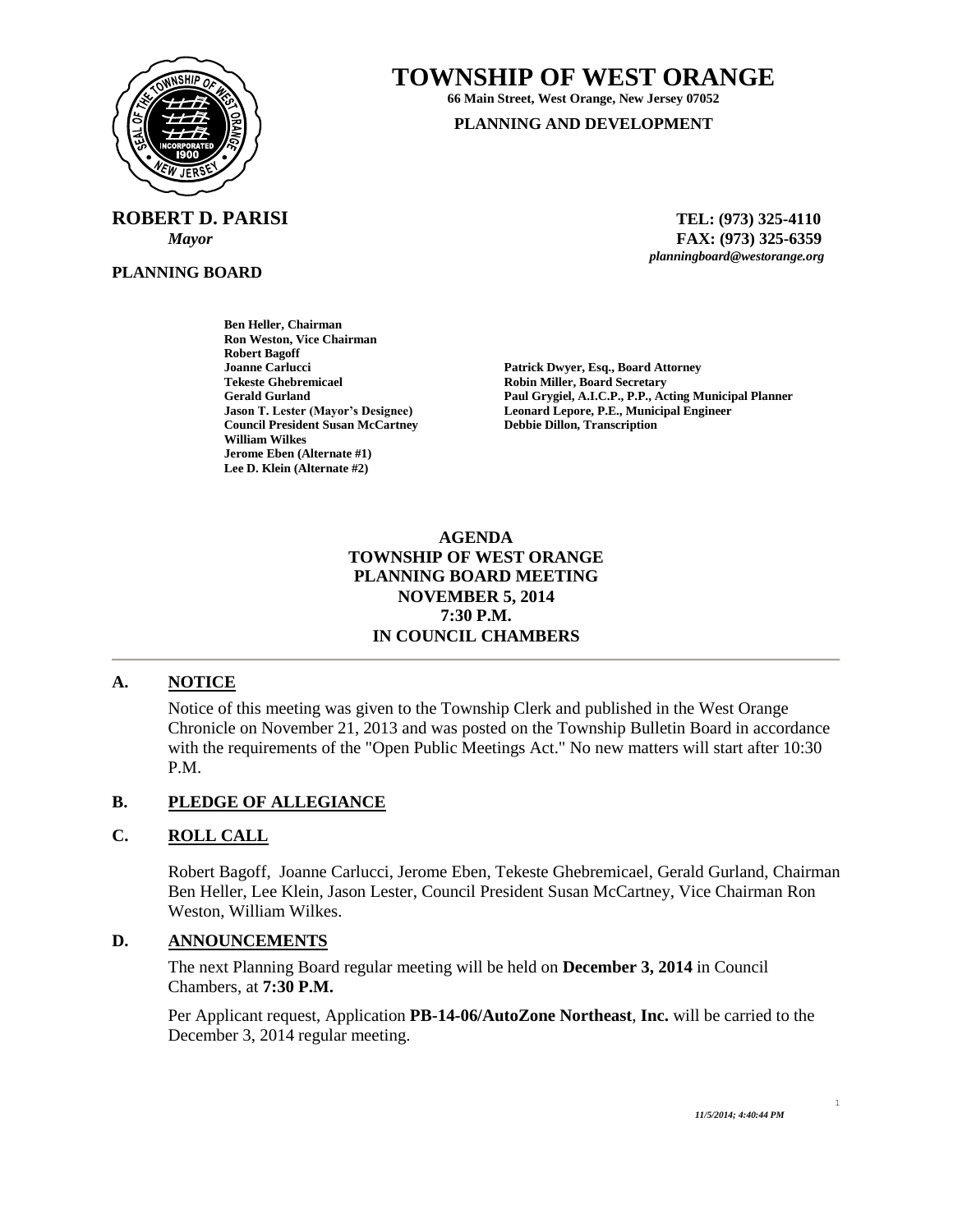# TOWNSHIP OF WEST ORANGE

**66 Main Street, West Orange, New Jersey 07052**

**PLANNING AND DEVELOPMENT**

**ROBERT D. PARISI**
*Mayor*

**TEL: (973) 325-4110**
**FAX: (973) 325-6359**
*planningboard@westorange.org*

**PLANNING BOARD**

**Ben Heller, Chairman**
**Ron Weston, Vice Chairman**
**Robert Bagoff**
**Joanne Carlucci**
**Tekeste Ghebremicael**
**Gerald Gurland**
**Jason T. Lester (Mayor's Designee)**
**Council President Susan McCartney**
**William Wilkes**
**Jerome Eben (Alternate #1)**
**Lee D. Klein (Alternate #2)**

**Patrick Dwyer, Esq., Board Attorney**
**Robin Miller, Board Secretary**
**Paul Grygiel, A.I.C.P., P.P., Acting Municipal Planner**
**Leonard Lepore, P.E., Municipal Engineer**
**Debbie Dillon, Transcription**

## AGENDA
## TOWNSHIP OF WEST ORANGE
## PLANNING BOARD MEETING
## NOVEMBER 5, 2014
## 7:30 P.M.
## IN COUNCIL CHAMBERS

### A. NOTICE

Notice of this meeting was given to the Township Clerk and published in the West Orange Chronicle on November 21, 2013 and was posted on the Township Bulletin Board in accordance with the requirements of the "Open Public Meetings Act." No new matters will start after 10:30 P.M.

### B. PLEDGE OF ALLEGIANCE

### C. ROLL CALL

Robert Bagoff, Joanne Carlucci, Jerome Eben, Tekeste Ghebremicael, Gerald Gurland, Chairman Ben Heller, Lee Klein, Jason Lester, Council President Susan McCartney, Vice Chairman Ron Weston, William Wilkes.

### D. ANNOUNCEMENTS

The next Planning Board regular meeting will be held on **December 3, 2014** in Council Chambers, at **7:30 P.M.**

Per Applicant request, Application **PB-14-06/AutoZone Northeast**, **Inc.** will be carried to the December 3, 2014 regular meeting.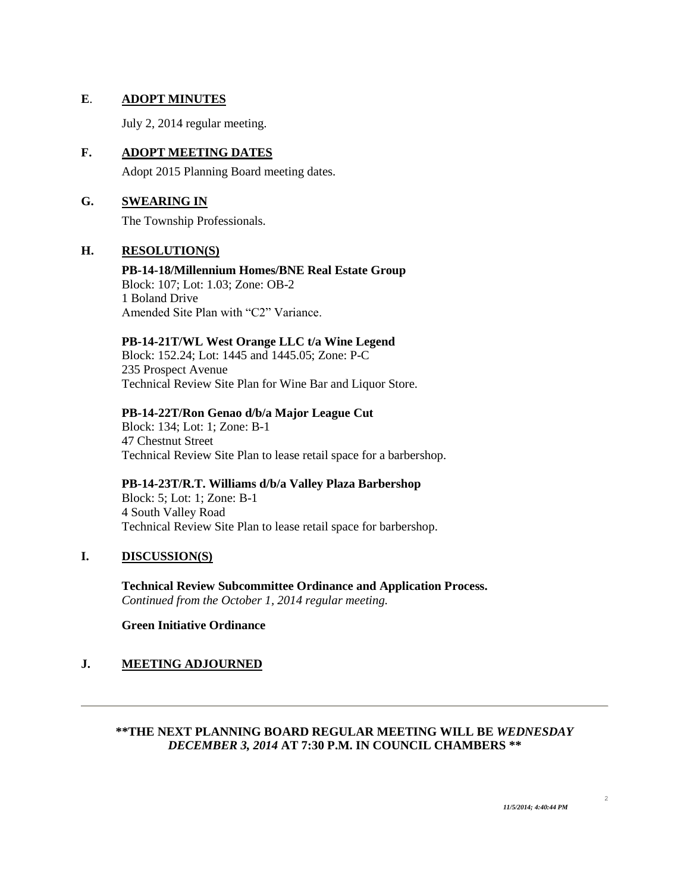## **E**. **ADOPT MINUTES**

July 2, 2014 regular meeting.

## **F. ADOPT MEETING DATES**

Adopt 2015 Planning Board meeting dates.

## **G. SWEARING IN**

The Township Professionals.

## **H. RESOLUTION(S)**

**PB-14-18/Millennium Homes/BNE Real Estate Group**
Block: 107; Lot: 1.03; Zone: OB-2
1 Boland Drive
Amended Site Plan with "C2" Variance.

**PB-14-21T/WL West Orange LLC t/a Wine Legend**
Block: 152.24; Lot: 1445 and 1445.05; Zone: P-C
235 Prospect Avenue
Technical Review Site Plan for Wine Bar and Liquor Store.

**PB-14-22T/Ron Genao d/b/a Major League Cut**
Block: 134; Lot: 1; Zone: B-1
47 Chestnut Street
Technical Review Site Plan to lease retail space for a barbershop.

**PB-14-23T/R.T. Williams d/b/a Valley Plaza Barbershop**
Block: 5; Lot: 1; Zone: B-1
4 South Valley Road
Technical Review Site Plan to lease retail space for barbershop.

## **I. DISCUSSION(S)**

**Technical Review Subcommittee Ordinance and Application Process.**
*Continued from the October 1, 2014 regular meeting.*

**Green Initiative Ordinance**

## **J. MEETING ADJOURNED**

---

**\*\*THE NEXT PLANNING BOARD REGULAR MEETING WILL BE *WEDNESDAY DECEMBER 3, 2014* AT 7:30 P.M. IN COUNCIL CHAMBERS \*\***

***11/5/2014; 4:40:44 PM***